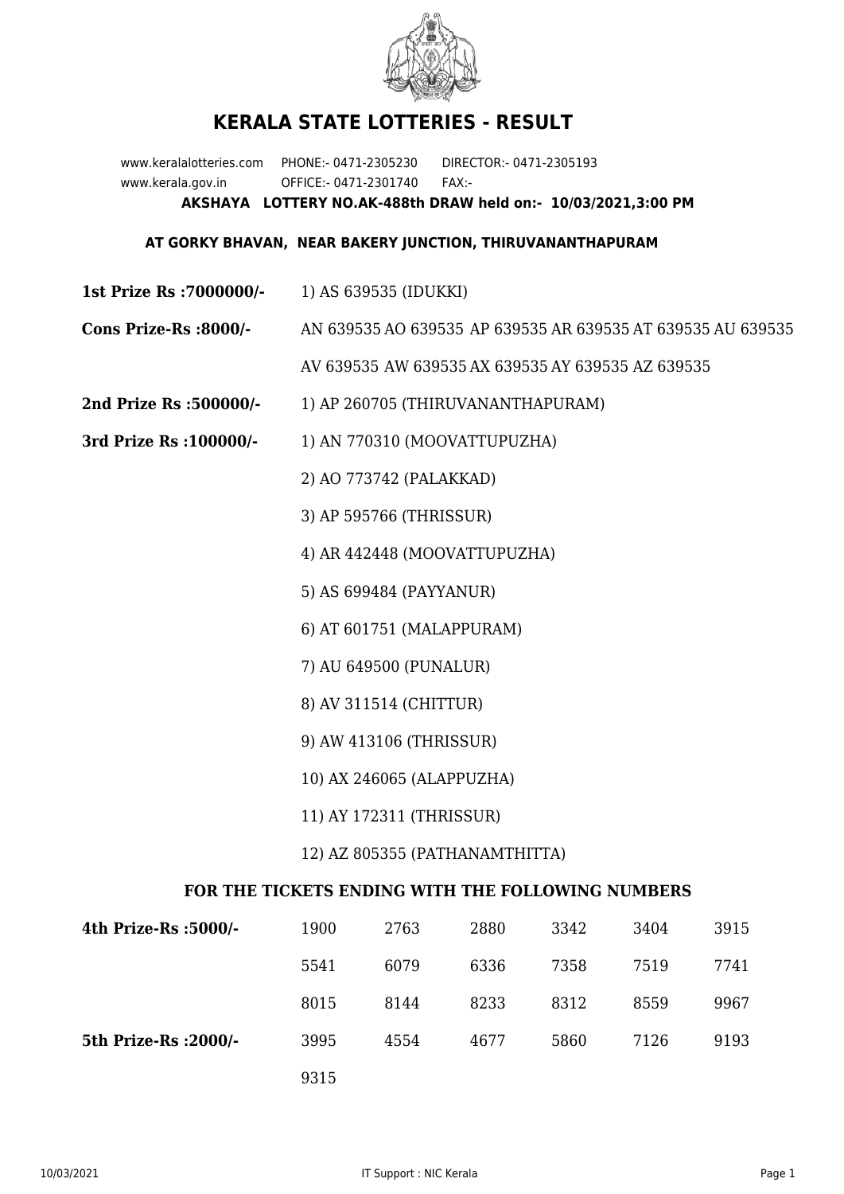# KERALA STATE LOTTERIES - RESULT

www.keralalotteries.com PHONE:- 0471-2305230 DIRECTOR:- 0471-2305193
www.kerala.gov.in OFFICE:- 0471-2301740 FAX:-

**AKSHAYA LOTTERY NO.AK-488th DRAW held on:- 10/03/2021,3:00 PM**

**AT GORKY BHAVAN, NEAR BAKERY JUNCTION, THIRUVANANTHAPURAM**

**1st Prize Rs :7000000/-** 1) AS 639535 (IDUKKI)

**Cons Prize-Rs :8000/-** AN 639535 AO 639535 AP 639535 AR 639535 AT 639535 AU 639535 AV 639535 AW 639535 AX 639535 AY 639535 AZ 639535

**2nd Prize Rs :500000/-** 1) AP 260705 (THIRUVANANTHAPURAM)

**3rd Prize Rs :100000/-**

1) AN 770310 (MOOVATTUPUZHA)
2) AO 773742 (PALAKKAD)
3) AP 595766 (THRISSUR)
4) AR 442448 (MOOVATTUPUZHA)
5) AS 699484 (PAYYANUR)
6) AT 601751 (MALAPPURAM)
7) AU 649500 (PUNALUR)
8) AV 311514 (CHITTUR)
9) AW 413106 (THRISSUR)
10) AX 246065 (ALAPPUZHA)
11) AY 172311 (THRISSUR)
12) AZ 805355 (PATHANAMTHITTA)

### FOR THE TICKETS ENDING WITH THE FOLLOWING NUMBERS

| | | | | | | |
|---|---|---|---|---|---|---|
| **4th Prize-Rs :5000/-** | 1900 | 2763 | 2880 | 3342 | 3404 | 3915 |
| | 5541 | 6079 | 6336 | 7358 | 7519 | 7741 |
| | 8015 | 8144 | 8233 | 8312 | 8559 | 9967 |
| **5th Prize-Rs :2000/-** | 3995 | 4554 | 4677 | 5860 | 7126 | 9193 |
| | 9315 | | | | | |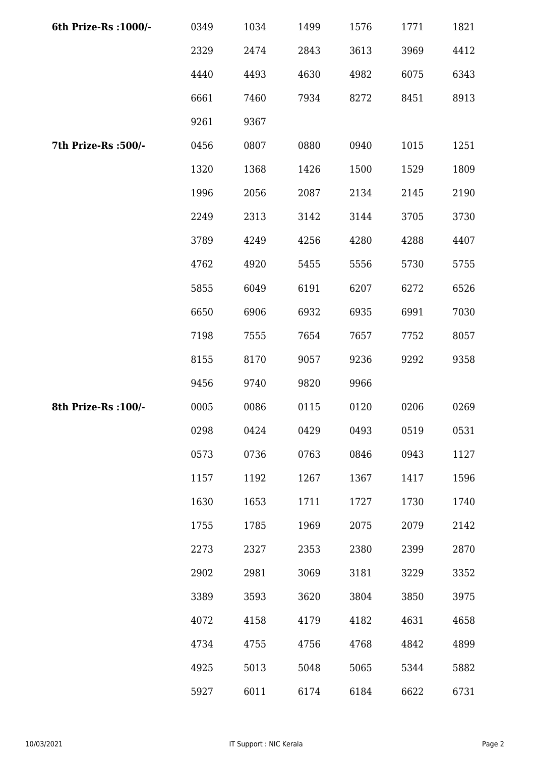| | | | | | | |
|---|---|---|---|---|---|---|
| **6th Prize-Rs :1000/-** | 0349 | 1034 | 1499 | 1576 | 1771 | 1821 |
| | 2329 | 2474 | 2843 | 3613 | 3969 | 4412 |
| | 4440 | 4493 | 4630 | 4982 | 6075 | 6343 |
| | 6661 | 7460 | 7934 | 8272 | 8451 | 8913 |
| | 9261 | 9367 | | | | |
| **7th Prize-Rs :500/-** | 0456 | 0807 | 0880 | 0940 | 1015 | 1251 |
| | 1320 | 1368 | 1426 | 1500 | 1529 | 1809 |
| | 1996 | 2056 | 2087 | 2134 | 2145 | 2190 |
| | 2249 | 2313 | 3142 | 3144 | 3705 | 3730 |
| | 3789 | 4249 | 4256 | 4280 | 4288 | 4407 |
| | 4762 | 4920 | 5455 | 5556 | 5730 | 5755 |
| | 5855 | 6049 | 6191 | 6207 | 6272 | 6526 |
| | 6650 | 6906 | 6932 | 6935 | 6991 | 7030 |
| | 7198 | 7555 | 7654 | 7657 | 7752 | 8057 |
| | 8155 | 8170 | 9057 | 9236 | 9292 | 9358 |
| | 9456 | 9740 | 9820 | 9966 | | |
| **8th Prize-Rs :100/-** | 0005 | 0086 | 0115 | 0120 | 0206 | 0269 |
| | 0298 | 0424 | 0429 | 0493 | 0519 | 0531 |
| | 0573 | 0736 | 0763 | 0846 | 0943 | 1127 |
| | 1157 | 1192 | 1267 | 1367 | 1417 | 1596 |
| | 1630 | 1653 | 1711 | 1727 | 1730 | 1740 |
| | 1755 | 1785 | 1969 | 2075 | 2079 | 2142 |
| | 2273 | 2327 | 2353 | 2380 | 2399 | 2870 |
| | 2902 | 2981 | 3069 | 3181 | 3229 | 3352 |
| | 3389 | 3593 | 3620 | 3804 | 3850 | 3975 |
| | 4072 | 4158 | 4179 | 4182 | 4631 | 4658 |
| | 4734 | 4755 | 4756 | 4768 | 4842 | 4899 |
| | 4925 | 5013 | 5048 | 5065 | 5344 | 5882 |
| | 5927 | 6011 | 6174 | 6184 | 6622 | 6731 |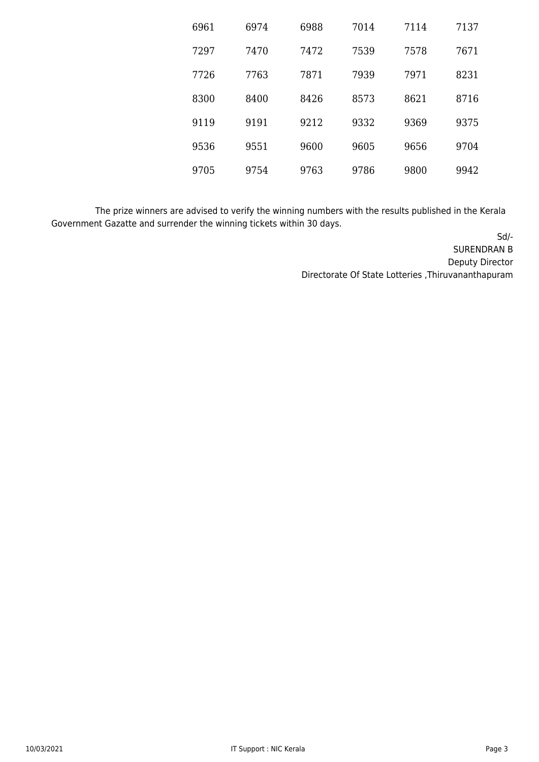| | | | | | |
|---|---|---|---|---|---|
| 6961 | 6974 | 6988 | 7014 | 7114 | 7137 |
| 7297 | 7470 | 7472 | 7539 | 7578 | 7671 |
| 7726 | 7763 | 7871 | 7939 | 7971 | 8231 |
| 8300 | 8400 | 8426 | 8573 | 8621 | 8716 |
| 9119 | 9191 | 9212 | 9332 | 9369 | 9375 |
| 9536 | 9551 | 9600 | 9605 | 9656 | 9704 |
| 9705 | 9754 | 9763 | 9786 | 9800 | 9942 |

The prize winners are advised to verify the winning numbers with the results published in the Kerala Government Gazatte and surrender the winning tickets within 30 days.

Sd/-
SURENDRAN B
Deputy Director
Directorate Of State Lotteries ,Thiruvananthapuram